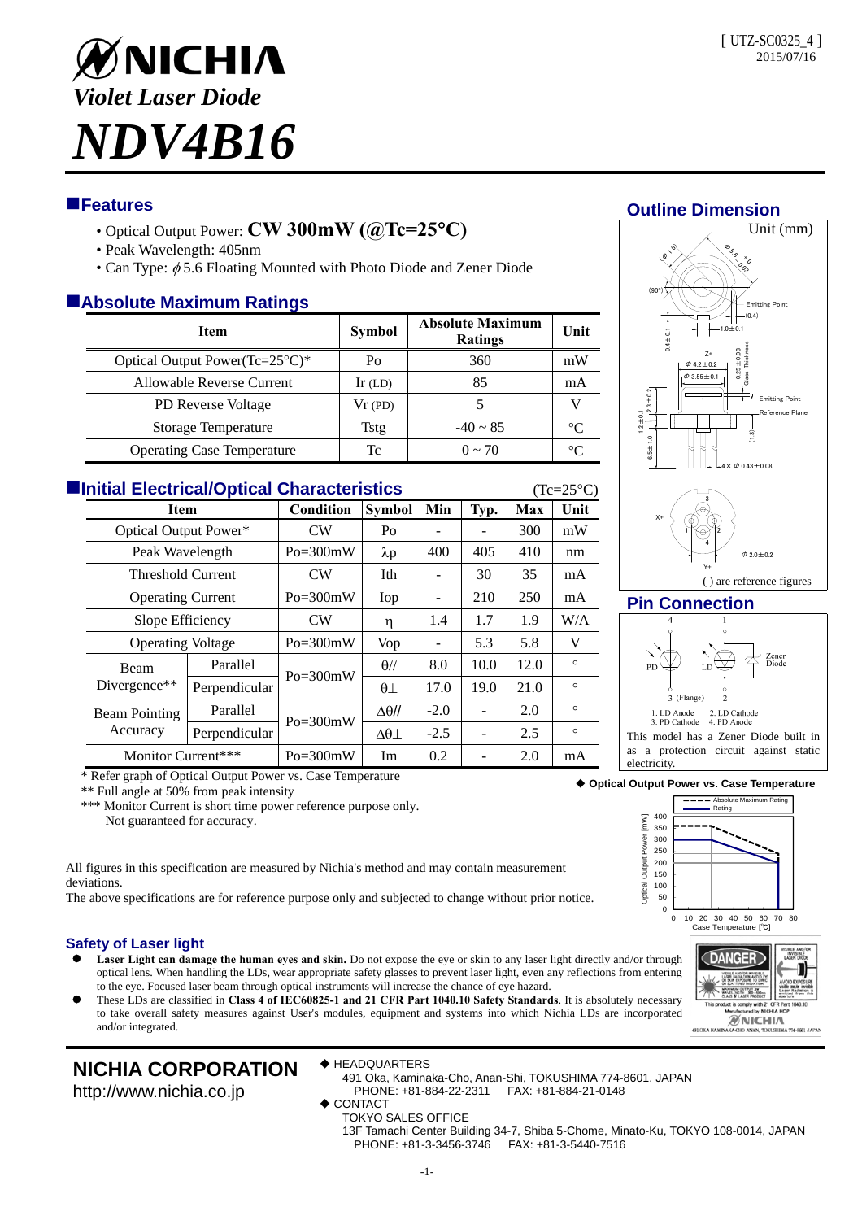[ UTZ-SC0325_4 ]
2015/07/16

# NICHIA

## *Violet Laser Diode*

# *NDV4B16*

## Features

- Optical Output Power: **CW 300mW (@Tc=25°C)**
- Peak Wavelength: 405nm
- Can Type: $\phi$5.6 Floating Mounted with Photo Diode and Zener Diode

## Absolute Maximum Ratings

| Item | Symbol | Absolute Maximum Ratings | Unit |
|---|---|---|---|
| Optical Output Power(Tc=25°C)* | Po | 360 | mW |
| Allowable Reverse Current | Ir (LD) | 85 | mA |
| PD Reverse Voltage | Vr (PD) | 5 | V |
| Storage Temperature | Tstg | -40 ~ 85 | °C |
| Operating Case Temperature | Tc | 0 ~ 70 | °C |

## Initial Electrical/Optical Characteristics

(Tc=25°C)

| Item | | Condition | Symbol | Min | Typ. | Max | Unit |
|---|---|---|---|---|---|---|---|
| Optical Output Power* | | CW | Po | - | - | 300 | mW |
| Peak Wavelength | | Po=300mW | λp | 400 | 405 | 410 | nm |
| Threshold Current | | CW | Ith | - | 30 | 35 | mA |
| Operating Current | | Po=300mW | Iop | - | 210 | 250 | mA |
| Slope Efficiency | | CW | η | 1.4 | 1.7 | 1.9 | W/A |
| Operating Voltage | | Po=300mW | Vop | - | 5.3 | 5.8 | V |
| Beam Divergence** | Parallel | Po=300mW | θ// | 8.0 | 10.0 | 12.0 | ° |
| | Perpendicular | | θ⊥ | 17.0 | 19.0 | 21.0 | ° |
| Beam Pointing Accuracy | Parallel | Po=300mW | Δθ// | -2.0 | - | 2.0 | ° |
| | Perpendicular | | Δθ⊥ | -2.5 | - | 2.5 | ° |
| Monitor Current*** | | Po=300mW | Im | 0.2 | - | 2.0 | mA |

\* Refer graph of Optical Output Power vs. Case Temperature

** Full angle at 50% from peak intensity

*** Monitor Current is short time power reference purpose only.
Not guaranteed for accuracy.

All figures in this specification are measured by Nichia's method and may contain measurement deviations.

The above specifications are for reference purpose only and subjected to change without prior notice.

## Outline Dimension

Unit (mm)

( ) are reference figures

## Pin Connection

1. LD Anode 2. LD Cathode
3. PD Cathode 4. PD Anode

This model has a Zener Diode built in as a protection circuit against static electricity.

◆ **Optical Output Power vs. Case Temperature**

## Safety of Laser light

- **Laser Light can damage the human eyes and skin.** Do not expose the eye or skin to any laser light directly and/or through optical lens. When handling the LDs, wear appropriate safety glasses to prevent laser light, even any reflections from entering to the eye. Focused laser beam through optical instruments will increase the chance of eye hazard.
- These LDs are classified in **Class 4 of IEC60825-1 and 21 CFR Part 1040.10 Safety Standards**. It is absolutely necessary to take overall safety measures against User's modules, equipment and systems into which Nichia LDs are incorporated and/or integrated.

**NICHIA CORPORATION**
http://www.nichia.co.jp

◆ HEADQUARTERS
491 Oka, Kaminaka-Cho, Anan-Shi, TOKUSHIMA 774-8601, JAPAN
PHONE: +81-884-22-2311 FAX: +81-884-21-0148

◆ CONTACT
TOKYO SALES OFFICE
13F Tamachi Center Building 34-7, Shiba 5-Chome, Minato-Ku, TOKYO 108-0014, JAPAN
PHONE: +81-3-3456-3746 FAX: +81-3-5440-7516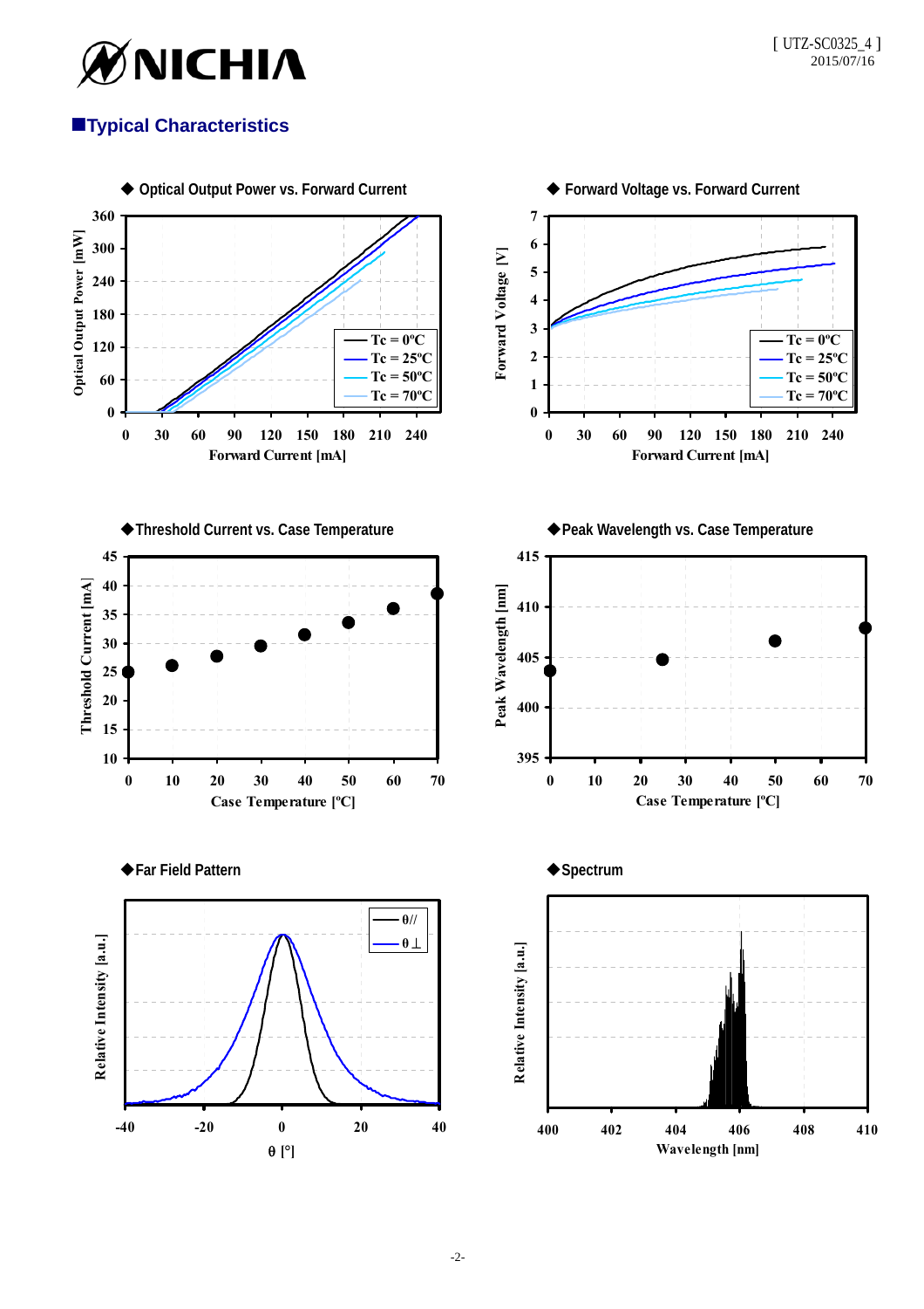## ■Typical Characteristics

◆ Optical Output Power vs. Forward Current

◆ Forward Voltage vs. Forward Current

◆Threshold Current vs. Case Temperature

◆Peak Wavelength vs. Case Temperature

◆Far Field Pattern

◆Spectrum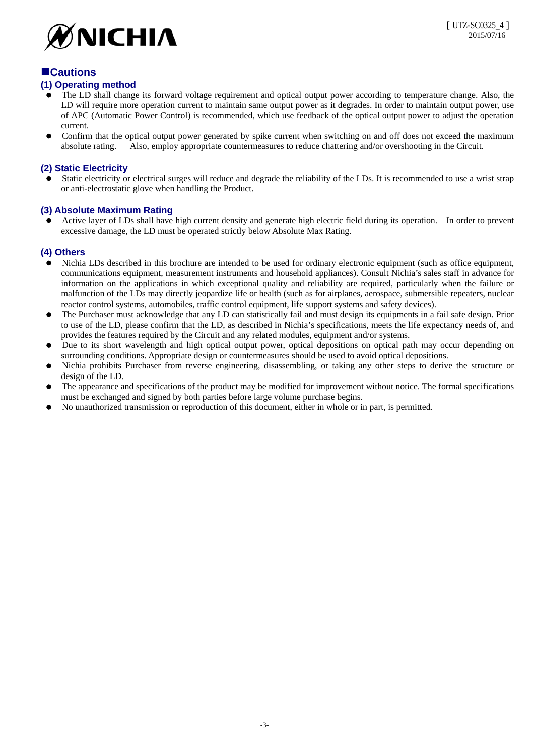## ■Cautions

### (1) Operating method

- The LD shall change its forward voltage requirement and optical output power according to temperature change. Also, the LD will require more operation current to maintain same output power as it degrades. In order to maintain output power, use of APC (Automatic Power Control) is recommended, which use feedback of the optical output power to adjust the operation current.
- Confirm that the optical output power generated by spike current when switching on and off does not exceed the maximum absolute rating. Also, employ appropriate countermeasures to reduce chattering and/or overshooting in the Circuit.

### (2) Static Electricity

- Static electricity or electrical surges will reduce and degrade the reliability of the LDs. It is recommended to use a wrist strap or anti-electrostatic glove when handling the Product.

### (3) Absolute Maximum Rating

- Active layer of LDs shall have high current density and generate high electric field during its operation. In order to prevent excessive damage, the LD must be operated strictly below Absolute Max Rating.

### (4) Others

- Nichia LDs described in this brochure are intended to be used for ordinary electronic equipment (such as office equipment, communications equipment, measurement instruments and household appliances). Consult Nichia's sales staff in advance for information on the applications in which exceptional quality and reliability are required, particularly when the failure or malfunction of the LDs may directly jeopardize life or health (such as for airplanes, aerospace, submersible repeaters, nuclear reactor control systems, automobiles, traffic control equipment, life support systems and safety devices).
- The Purchaser must acknowledge that any LD can statistically fail and must design its equipments in a fail safe design. Prior to use of the LD, please confirm that the LD, as described in Nichia's specifications, meets the life expectancy needs of, and provides the features required by the Circuit and any related modules, equipment and/or systems.
- Due to its short wavelength and high optical output power, optical depositions on optical path may occur depending on surrounding conditions. Appropriate design or countermeasures should be used to avoid optical depositions.
- Nichia prohibits Purchaser from reverse engineering, disassembling, or taking any other steps to derive the structure or design of the LD.
- The appearance and specifications of the product may be modified for improvement without notice. The formal specifications must be exchanged and signed by both parties before large volume purchase begins.
- No unauthorized transmission or reproduction of this document, either in whole or in part, is permitted.